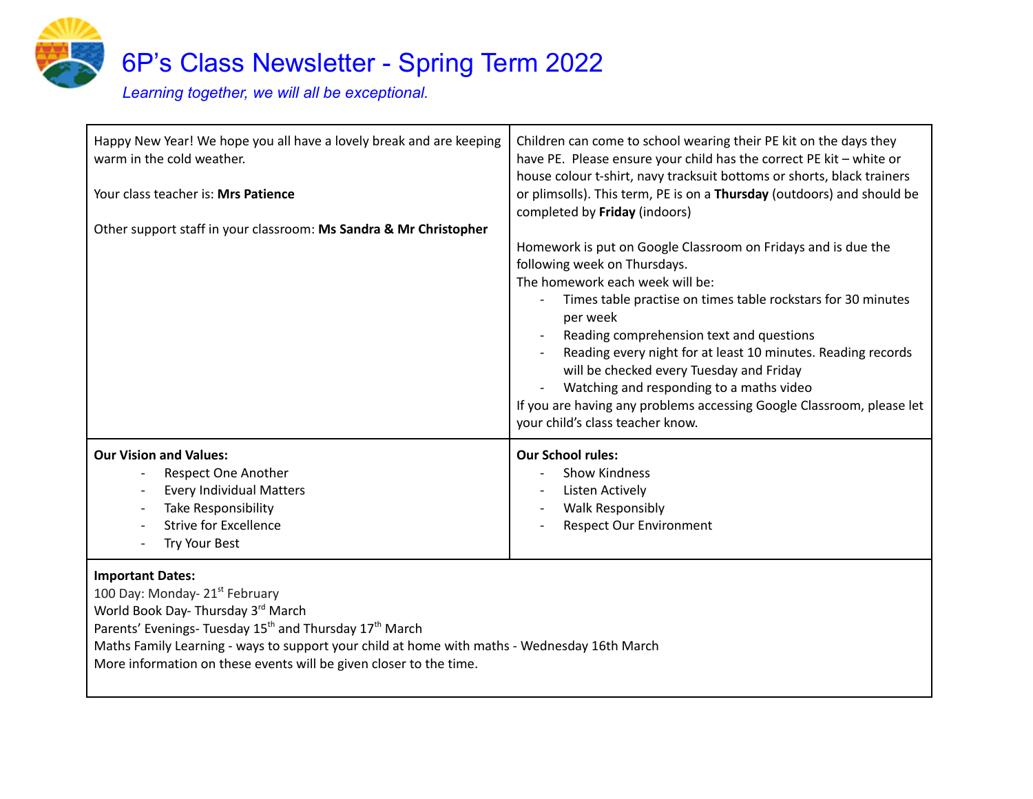# 6P's Class Newsletter - Spring Term 2022

*Learning together, we will all be exceptional.*

Happy New Year! We hope you all have a lovely break and are keeping warm in the cold weather.

Your class teacher is: **Mrs Patience**

Other support staff in your classroom: **Ms Sandra & Mr Christopher**

Children can come to school wearing their PE kit on the days they have PE. Please ensure your child has the correct PE kit – white or house colour t-shirt, navy tracksuit bottoms or shorts, black trainers or plimsolls). This term, PE is on a **Thursday** (outdoors) and should be completed by **Friday** (indoors)

Homework is put on Google Classroom on Fridays and is due the following week on Thursdays.
The homework each week will be:

- Times table practise on times table rockstars for 30 minutes per week
- Reading comprehension text and questions
- Reading every night for at least 10 minutes. Reading records will be checked every Tuesday and Friday
- Watching and responding to a maths video

If you are having any problems accessing Google Classroom, please let your child's class teacher know.

**Our Vision and Values:**

- Respect One Another
- Every Individual Matters
- Take Responsibility
- Strive for Excellence
- Try Your Best

**Our School rules:**

- Show Kindness
- Listen Actively
- Walk Responsibly
- Respect Our Environment

**Important Dates:**
100 Day: Monday- 21st February
World Book Day- Thursday 3rd March
Parents' Evenings- Tuesday 15th and Thursday 17th March
Maths Family Learning - ways to support your child at home with maths - Wednesday 16th March
More information on these events will be given closer to the time.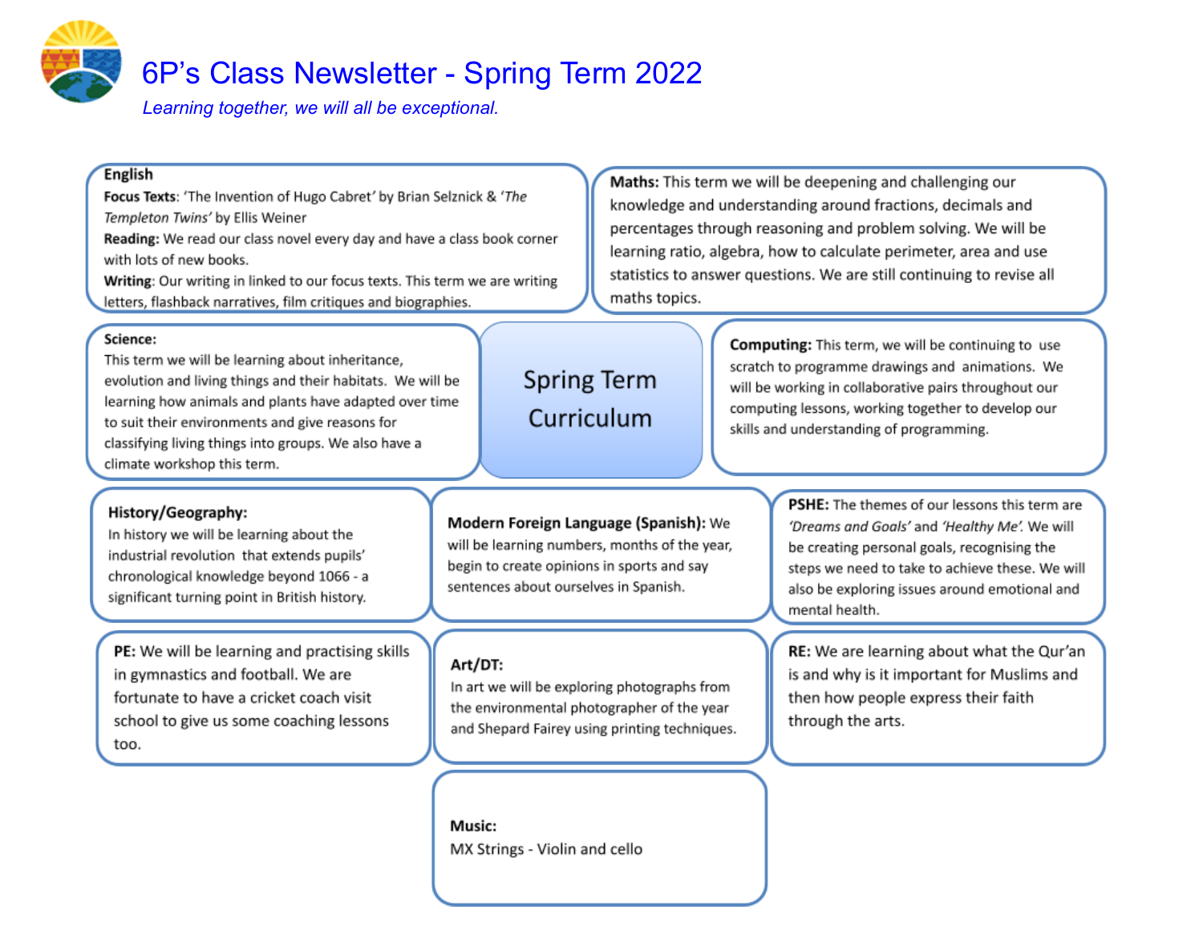# 6P's Class Newsletter - Spring Term 2022

*Learning together, we will all be exceptional.*

## Spring Term Curriculum

**English**

**Focus Texts**: 'The Invention of Hugo Cabret' by Brian Selznick & *'The Templeton Twins'* by Ellis Weiner

**Reading:** We read our class novel every day and have a class book corner with lots of new books.

**Writing**: Our writing in linked to our focus texts. This term we are writing letters, flashback narratives, film critiques and biographies.

**Maths:** This term we will be deepening and challenging our knowledge and understanding around fractions, decimals and percentages through reasoning and problem solving. We will be learning ratio, algebra, how to calculate perimeter, area and use statistics to answer questions. We are still continuing to revise all maths topics.

**Science:**
This term we will be learning about inheritance, evolution and living things and their habitats. We will be learning how animals and plants have adapted over time to suit their environments and give reasons for classifying living things into groups. We also have a climate workshop this term.

**Computing:** This term, we will be continuing to use scratch to programme drawings and animations. We will be working in collaborative pairs throughout our computing lessons, working together to develop our skills and understanding of programming.

**History/Geography:**
In history we will be learning about the industrial revolution that extends pupils' chronological knowledge beyond 1066 - a significant turning point in British history.

**Modern Foreign Language (Spanish):** We will be learning numbers, months of the year, begin to create opinions in sports and say sentences about ourselves in Spanish.

**PSHE:** The themes of our lessons this term are *'Dreams and Goals'* and *'Healthy Me'.* We will be creating personal goals, recognising the steps we need to take to achieve these. We will also be exploring issues around emotional and mental health.

**PE:** We will be learning and practising skills in gymnastics and football. We are fortunate to have a cricket coach visit school to give us some coaching lessons too.

**Art/DT:**
In art we will be exploring photographs from the environmental photographer of the year and Shepard Fairey using printing techniques.

**RE:** We are learning about what the Qur'an is and why is it important for Muslims and then how people express their faith through the arts.

**Music:**
MX Strings - Violin and cello